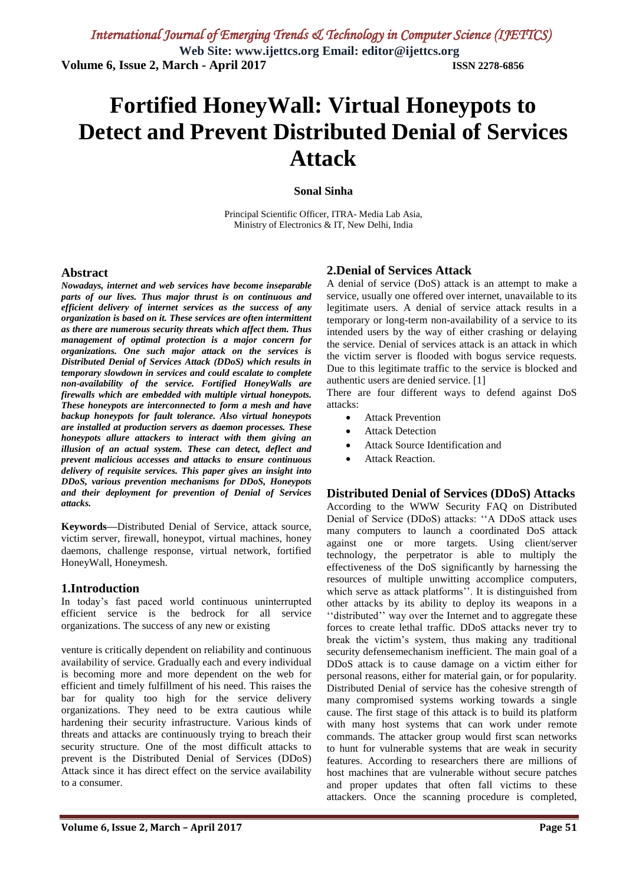# Fortified HoneyWall: Virtual Honeypots to Detect and Prevent Distributed Denial of Services Attack

**Sonal Sinha**

Principal Scientific Officer, ITRA- Media Lab Asia,
Ministry of Electronics & IT, New Delhi, India

## Abstract

***Nowadays, internet and web services have become inseparable parts of our lives. Thus major thrust is on continuous and efficient delivery of internet services as the success of any organization is based on it. These services are often intermittent as there are numerous security threats which affect them. Thus management of optimal protection is a major concern for organizations. One such major attack on the services is Distributed Denial of Services Attack (DDoS) which results in temporary slowdown in services and could escalate to complete non-availability of the service. Fortified HoneyWalls are firewalls which are embedded with multiple virtual honeypots. These honeypots are interconnected to form a mesh and have backup honeypots for fault tolerance. Also virtual honeypots are installed at production servers as daemon processes. These honeypots allure attackers to interact with them giving an illusion of an actual system. These can detect, deflect and prevent malicious accesses and attacks to ensure continuous delivery of requisite services. This paper gives an insight into DDoS, various prevention mechanisms for DDoS, Honeypots and their deployment for prevention of Denial of Services attacks.***

**Keywords**—Distributed Denial of Service, attack source, victim server, firewall, honeypot, virtual machines, honey daemons, challenge response, virtual network, fortified HoneyWall, Honeymesh.

## 1.Introduction

In today's fast paced world continuous uninterrupted efficient service is the bedrock for all service organizations. The success of any new or existing venture is critically dependent on reliability and continuous availability of service. Gradually each and every individual is becoming more and more dependent on the web for efficient and timely fulfillment of his need. This raises the bar for quality too high for the service delivery organizations. They need to be extra cautious while hardening their security infrastructure. Various kinds of threats and attacks are continuously trying to breach their security structure. One of the most difficult attacks to prevent is the Distributed Denial of Services (DDoS) Attack since it has direct effect on the service availability to a consumer.

## 2.Denial of Services Attack

A denial of service (DoS) attack is an attempt to make a service, usually one offered over internet, unavailable to its legitimate users. A denial of service attack results in a temporary or long-term non-availability of a service to its intended users by the way of either crashing or delaying the service. Denial of services attack is an attack in which the victim server is flooded with bogus service requests. Due to this legitimate traffic to the service is blocked and authentic users are denied service. [1]

There are four different ways to defend against DoS attacks:

- Attack Prevention
- Attack Detection
- Attack Source Identification and
- Attack Reaction.

### Distributed Denial of Services (DDoS) Attacks

According to the WWW Security FAQ on Distributed Denial of Service (DDoS) attacks: ''A DDoS attack uses many computers to launch a coordinated DoS attack against one or more targets. Using client/server technology, the perpetrator is able to multiply the effectiveness of the DoS significantly by harnessing the resources of multiple unwitting accomplice computers, which serve as attack platforms''. It is distinguished from other attacks by its ability to deploy its weapons in a ''distributed'' way over the Internet and to aggregate these forces to create lethal traffic. DDoS attacks never try to break the victim's system, thus making any traditional security defensemechanism inefficient. The main goal of a DDoS attack is to cause damage on a victim either for personal reasons, either for material gain, or for popularity. Distributed Denial of service has the cohesive strength of many compromised systems working towards a single cause. The first stage of this attack is to build its platform with many host systems that can work under remote commands. The attacker group would first scan networks to hunt for vulnerable systems that are weak in security features. According to researchers there are millions of host machines that are vulnerable without secure patches and proper updates that often fall victims to these attackers. Once the scanning procedure is completed,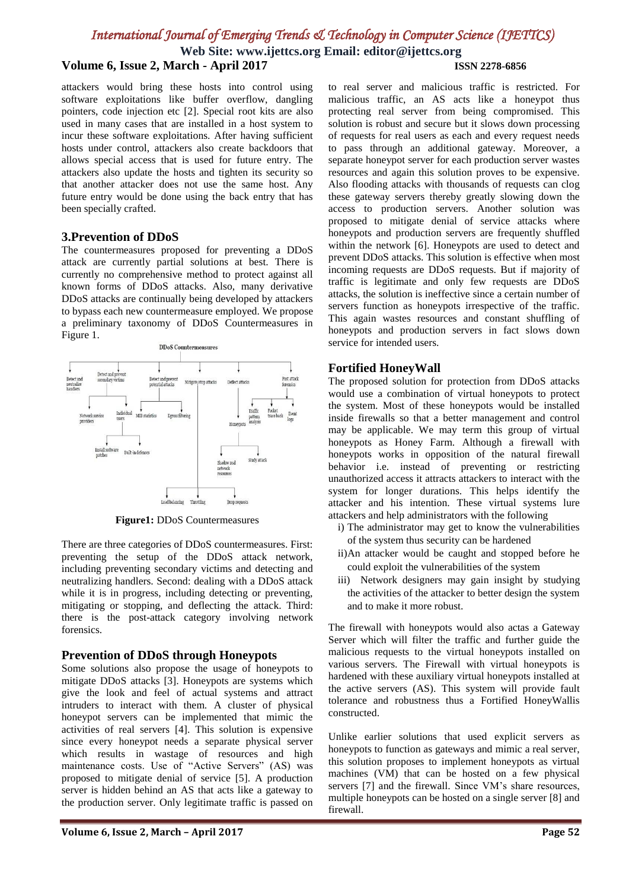attackers would bring these hosts into control using software exploitations like buffer overflow, dangling pointers, code injection etc [2]. Special root kits are also used in many cases that are installed in a host system to incur these software exploitations. After having sufficient hosts under control, attackers also create backdoors that allows special access that is used for future entry. The attackers also update the hosts and tighten its security so that another attacker does not use the same host. Any future entry would be done using the back entry that has been specially crafted.

## 3.Prevention of DDoS

The countermeasures proposed for preventing a DDoS attack are currently partial solutions at best. There is currently no comprehensive method to protect against all known forms of DDoS attacks. Also, many derivative DDoS attacks are continually being developed by attackers to bypass each new countermeasure employed. We propose a preliminary taxonomy of DDoS Countermeasures in Figure 1.

**Figure1:** DDoS Countermeasures

There are three categories of DDoS countermeasures. First: preventing the setup of the DDoS attack network, including preventing secondary victims and detecting and neutralizing handlers. Second: dealing with a DDoS attack while it is in progress, including detecting or preventing, mitigating or stopping, and deflecting the attack. Third: there is the post-attack category involving network forensics.

## Prevention of DDoS through Honeypots

Some solutions also propose the usage of honeypots to mitigate DDoS attacks [3]. Honeypots are systems which give the look and feel of actual systems and attract intruders to interact with them. A cluster of physical honeypot servers can be implemented that mimic the activities of real servers [4]. This solution is expensive since every honeypot needs a separate physical server which results in wastage of resources and high maintenance costs. Use of "Active Servers" (AS) was proposed to mitigate denial of service [5]. A production server is hidden behind an AS that acts like a gateway to the production server. Only legitimate traffic is passed on to real server and malicious traffic is restricted. For malicious traffic, an AS acts like a honeypot thus protecting real server from being compromised. This solution is robust and secure but it slows down processing of requests for real users as each and every request needs to pass through an additional gateway. Moreover, a separate honeypot server for each production server wastes resources and again this solution proves to be expensive. Also flooding attacks with thousands of requests can clog these gateway servers thereby greatly slowing down the access to production servers. Another solution was proposed to mitigate denial of service attacks where honeypots and production servers are frequently shuffled within the network [6]. Honeypots are used to detect and prevent DDoS attacks. This solution is effective when most incoming requests are DDoS requests. But if majority of traffic is legitimate and only few requests are DDoS attacks, the solution is ineffective since a certain number of servers function as honeypots irrespective of the traffic. This again wastes resources and constant shuffling of honeypots and production servers in fact slows down service for intended users.

## Fortified HoneyWall

The proposed solution for protection from DDoS attacks would use a combination of virtual honeypots to protect the system. Most of these honeypots would be installed inside firewalls so that a better management and control may be applicable. We may term this group of virtual honeypots as Honey Farm. Although a firewall with honeypots works in opposition of the natural firewall behavior i.e. instead of preventing or restricting unauthorized access it attracts attackers to interact with the system for longer durations. This helps identify the attacker and his intention. These virtual systems lure attackers and help administrators with the following

i) The administrator may get to know the vulnerabilities of the system thus security can be hardened

ii)An attacker would be caught and stopped before he could exploit the vulnerabilities of the system

iii) Network designers may gain insight by studying the activities of the attacker to better design the system and to make it more robust.

The firewall with honeypots would also actas a Gateway Server which will filter the traffic and further guide the malicious requests to the virtual honeypots installed on various servers. The Firewall with virtual honeypots is hardened with these auxiliary virtual honeypots installed at the active servers (AS). This system will provide fault tolerance and robustness thus a Fortified HoneyWallis constructed.

Unlike earlier solutions that used explicit servers as honeypots to function as gateways and mimic a real server, this solution proposes to implement honeypots as virtual machines (VM) that can be hosted on a few physical servers [7] and the firewall. Since VM's share resources, multiple honeypots can be hosted on a single server [8] and firewall.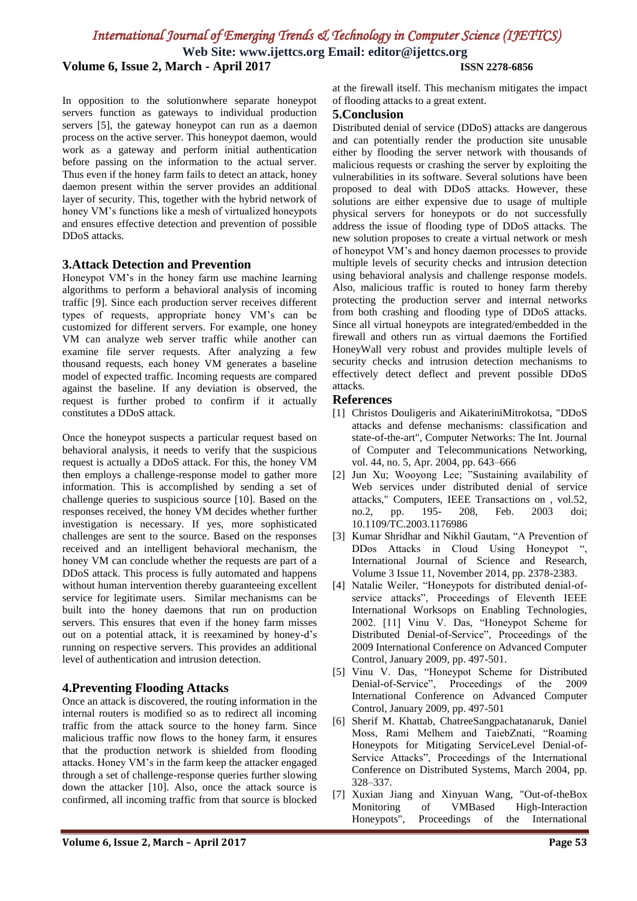In opposition to the solutionwhere separate honeypot servers function as gateways to individual production servers [5], the gateway honeypot can run as a daemon process on the active server. This honeypot daemon, would work as a gateway and perform initial authentication before passing on the information to the actual server. Thus even if the honey farm fails to detect an attack, honey daemon present within the server provides an additional layer of security. This, together with the hybrid network of honey VM's functions like a mesh of virtualized honeypots and ensures effective detection and prevention of possible DDoS attacks.

## 3.Attack Detection and Prevention

Honeypot VM's in the honey farm use machine learning algorithms to perform a behavioral analysis of incoming traffic [9]. Since each production server receives different types of requests, appropriate honey VM's can be customized for different servers. For example, one honey VM can analyze web server traffic while another can examine file server requests. After analyzing a few thousand requests, each honey VM generates a baseline model of expected traffic. Incoming requests are compared against the baseline. If any deviation is observed, the request is further probed to confirm if it actually constitutes a DDoS attack.

Once the honeypot suspects a particular request based on behavioral analysis, it needs to verify that the suspicious request is actually a DDoS attack. For this, the honey VM then employs a challenge-response model to gather more information. This is accomplished by sending a set of challenge queries to suspicious source [10]. Based on the responses received, the honey VM decides whether further investigation is necessary. If yes, more sophisticated challenges are sent to the source. Based on the responses received and an intelligent behavioral mechanism, the honey VM can conclude whether the requests are part of a DDoS attack. This process is fully automated and happens without human intervention thereby guaranteeing excellent service for legitimate users. Similar mechanisms can be built into the honey daemons that run on production servers. This ensures that even if the honey farm misses out on a potential attack, it is reexamined by honey-d's running on respective servers. This provides an additional level of authentication and intrusion detection.

## 4.Preventing Flooding Attacks

Once an attack is discovered, the routing information in the internal routers is modified so as to redirect all incoming traffic from the attack source to the honey farm. Since malicious traffic now flows to the honey farm, it ensures that the production network is shielded from flooding attacks. Honey VM's in the farm keep the attacker engaged through a set of challenge-response queries further slowing down the attacker [10]. Also, once the attack source is confirmed, all incoming traffic from that source is blocked at the firewall itself. This mechanism mitigates the impact of flooding attacks to a great extent.

## 5.Conclusion

Distributed denial of service (DDoS) attacks are dangerous and can potentially render the production site unusable either by flooding the server network with thousands of malicious requests or crashing the server by exploiting the vulnerabilities in its software. Several solutions have been proposed to deal with DDoS attacks. However, these solutions are either expensive due to usage of multiple physical servers for honeypots or do not successfully address the issue of flooding type of DDoS attacks. The new solution proposes to create a virtual network or mesh of honeypot VM's and honey daemon processes to provide multiple levels of security checks and intrusion detection using behavioral analysis and challenge response models. Also, malicious traffic is routed to honey farm thereby protecting the production server and internal networks from both crashing and flooding type of DDoS attacks. Since all virtual honeypots are integrated/embedded in the firewall and others run as virtual daemons the Fortified HoneyWall very robust and provides multiple levels of security checks and intrusion detection mechanisms to effectively detect deflect and prevent possible DDoS attacks.

## References

[1] Christos Douligeris and AikateriniMitrokotsa, "DDoS attacks and defense mechanisms: classification and state-of-the-art", Computer Networks: The Int. Journal of Computer and Telecommunications Networking, vol. 44, no. 5, Apr. 2004, pp. 643–666

[2] Jun Xu; Wooyong Lee; "Sustaining availability of Web services under distributed denial of service attacks," Computers, IEEE Transactions on , vol.52, no.2, pp. 195- 208, Feb. 2003 doi; 10.1109/TC.2003.1176986

[3] Kumar Shridhar and Nikhil Gautam, "A Prevention of DDos Attacks in Cloud Using Honeypot ", International Journal of Science and Research, Volume 3 Issue 11, November 2014, pp. 2378-2383.

[4] Natalie Weiler, "Honeypots for distributed denial-of-service attacks", Proceedings of Eleventh IEEE International Worksops on Enabling Technologies, 2002. [11] Vinu V. Das, "Honeypot Scheme for Distributed Denial-of-Service", Proceedings of the 2009 International Conference on Advanced Computer Control, January 2009, pp. 497-501.

[5] Vinu V. Das, "Honeypot Scheme for Distributed Denial-of-Service", Proceedings of the 2009 International Conference on Advanced Computer Control, January 2009, pp. 497-501

[6] Sherif M. Khattab, ChatreeSangpachatanaruk, Daniel Moss, Rami Melhem and TaiebZnati, "Roaming Honeypots for Mitigating ServiceLevel Denial-of-Service Attacks", Proceedings of the International Conference on Distributed Systems, March 2004, pp. 328–337.

[7] Xuxian Jiang and Xinyuan Wang, "Out-of-theBox Monitoring of VMBased High-Interaction Honeypots", Proceedings of the International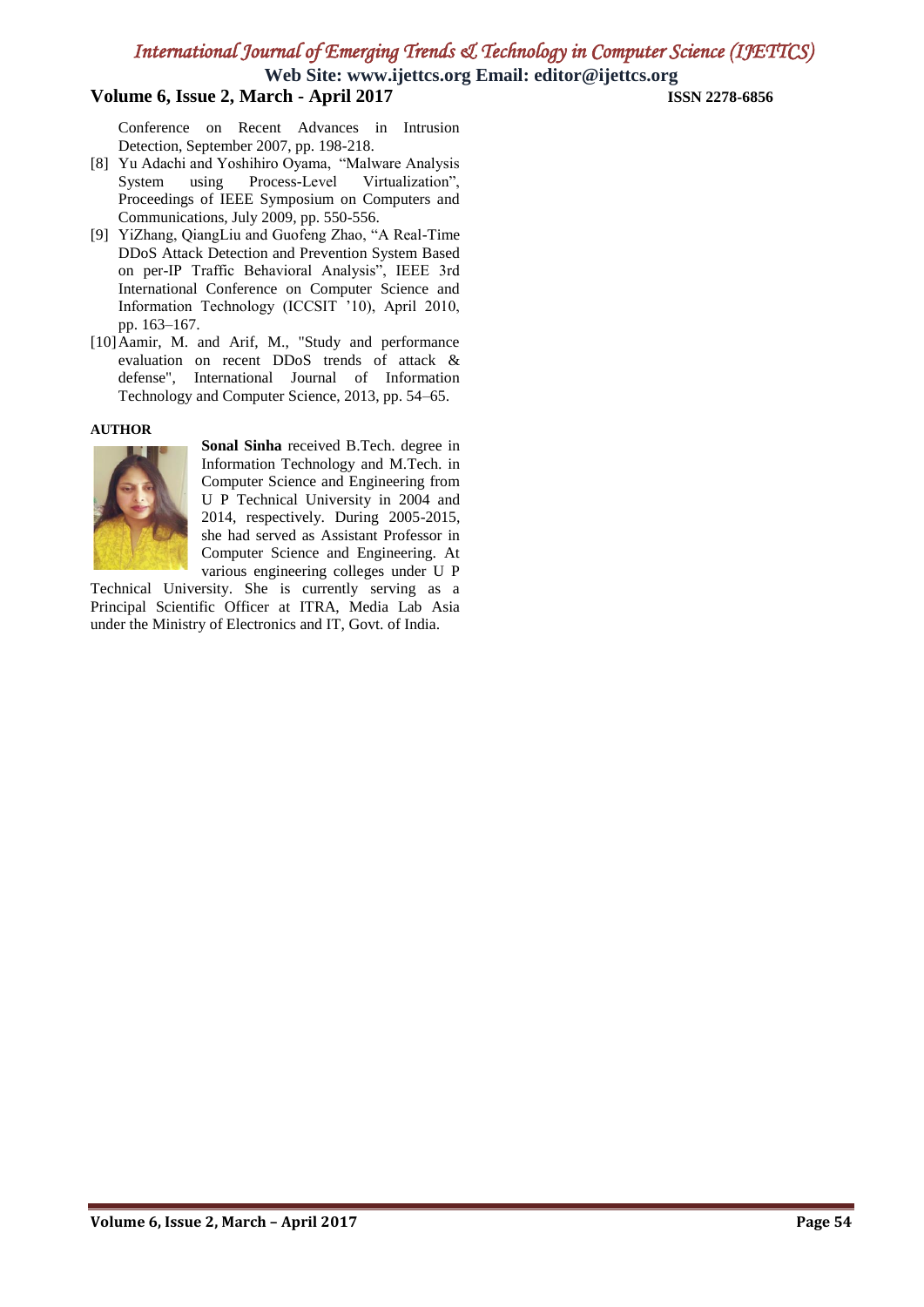Conference on Recent Advances in Intrusion Detection, September 2007, pp. 198-218.

[8] Yu Adachi and Yoshihiro Oyama, "Malware Analysis System using Process-Level Virtualization", Proceedings of IEEE Symposium on Computers and Communications, July 2009, pp. 550-556.

[9] YiZhang, QiangLiu and Guofeng Zhao, "A Real-Time DDoS Attack Detection and Prevention System Based on per-IP Traffic Behavioral Analysis", IEEE 3rd International Conference on Computer Science and Information Technology (ICCSIT '10), April 2010, pp. 163–167.

[10] Aamir, M. and Arif, M., "Study and performance evaluation on recent DDoS trends of attack & defense", International Journal of Information Technology and Computer Science, 2013, pp. 54–65.

**AUTHOR**

**Sonal Sinha** received B.Tech. degree in Information Technology and M.Tech. in Computer Science and Engineering from U P Technical University in 2004 and 2014, respectively. During 2005-2015, she had served as Assistant Professor in Computer Science and Engineering. At various engineering colleges under U P Technical University. She is currently serving as a Principal Scientific Officer at ITRA, Media Lab Asia under the Ministry of Electronics and IT, Govt. of India.